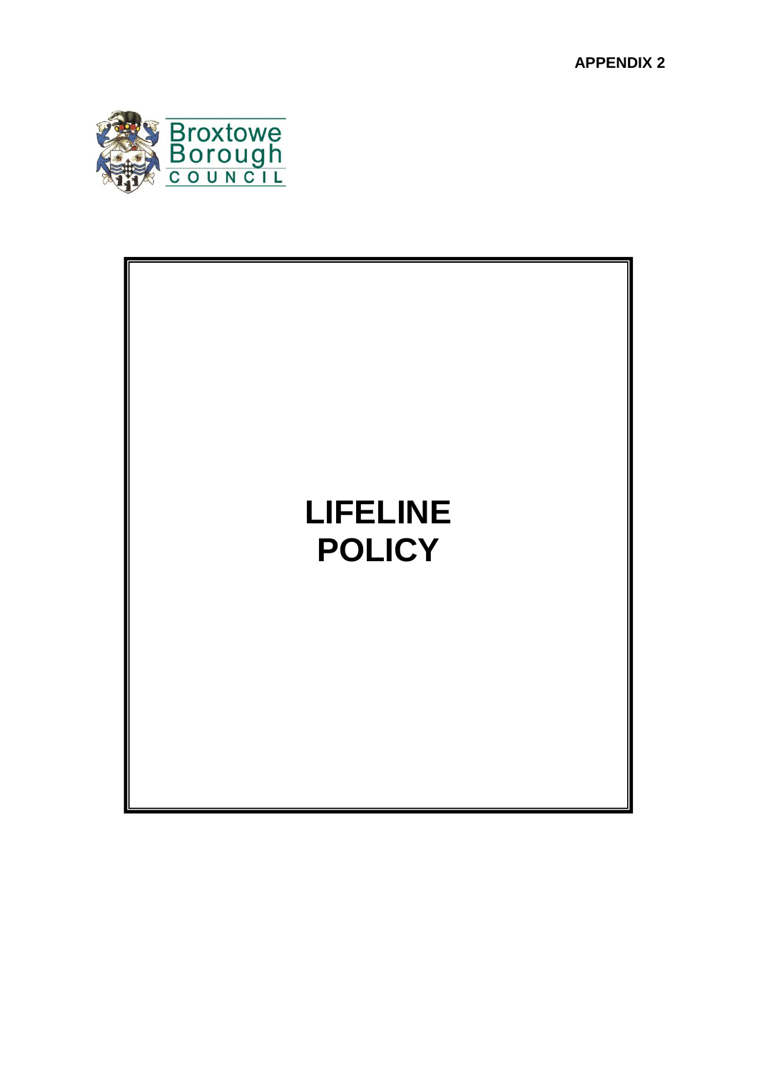**APPENDIX 2**

Broxtowe Borough COUNCIL

# LIFELINE POLICY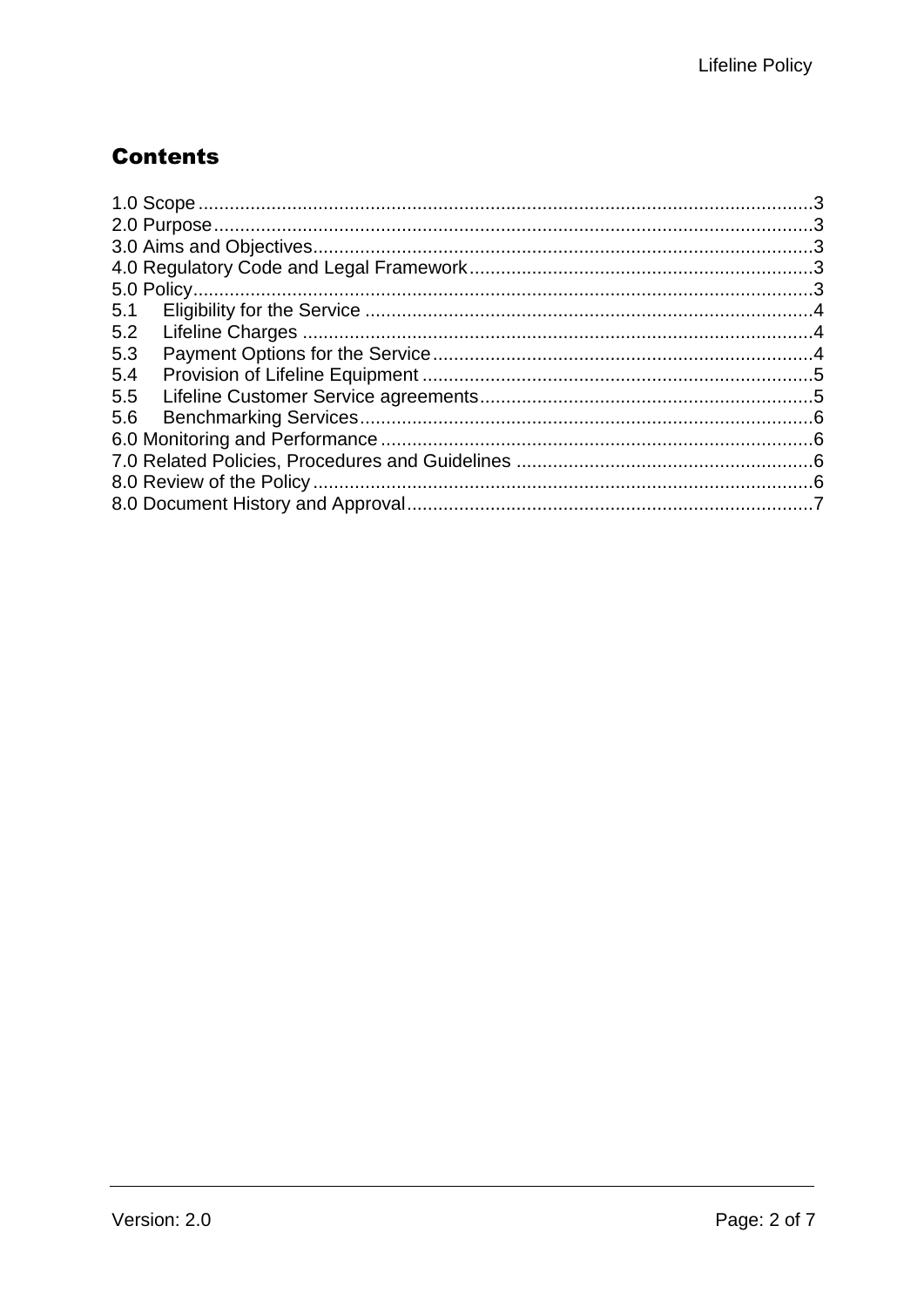# Contents

1.0 Scope .................................................................................................................3
2.0 Purpose .............................................................................................................3
3.0 Aims and Objectives..........................................................................................3
4.0 Regulatory Code and Legal Framework ............................................................3
5.0 Policy.................................................................................................................3
5.1 Eligibility for the Service ....................................................................................4
5.2 Lifeline Charges ................................................................................................4
5.3 Payment Options for the Service.......................................................................4
5.4 Provision of Lifeline Equipment .........................................................................5
5.5 Lifeline Customer Service agreements..............................................................5
5.6 Benchmarking Services.....................................................................................6
6.0 Monitoring and Performance .............................................................................6
7.0 Related Policies, Procedures and Guidelines ....................................................6
8.0 Review of the Policy ..........................................................................................6
8.0 Document History and Approval........................................................................7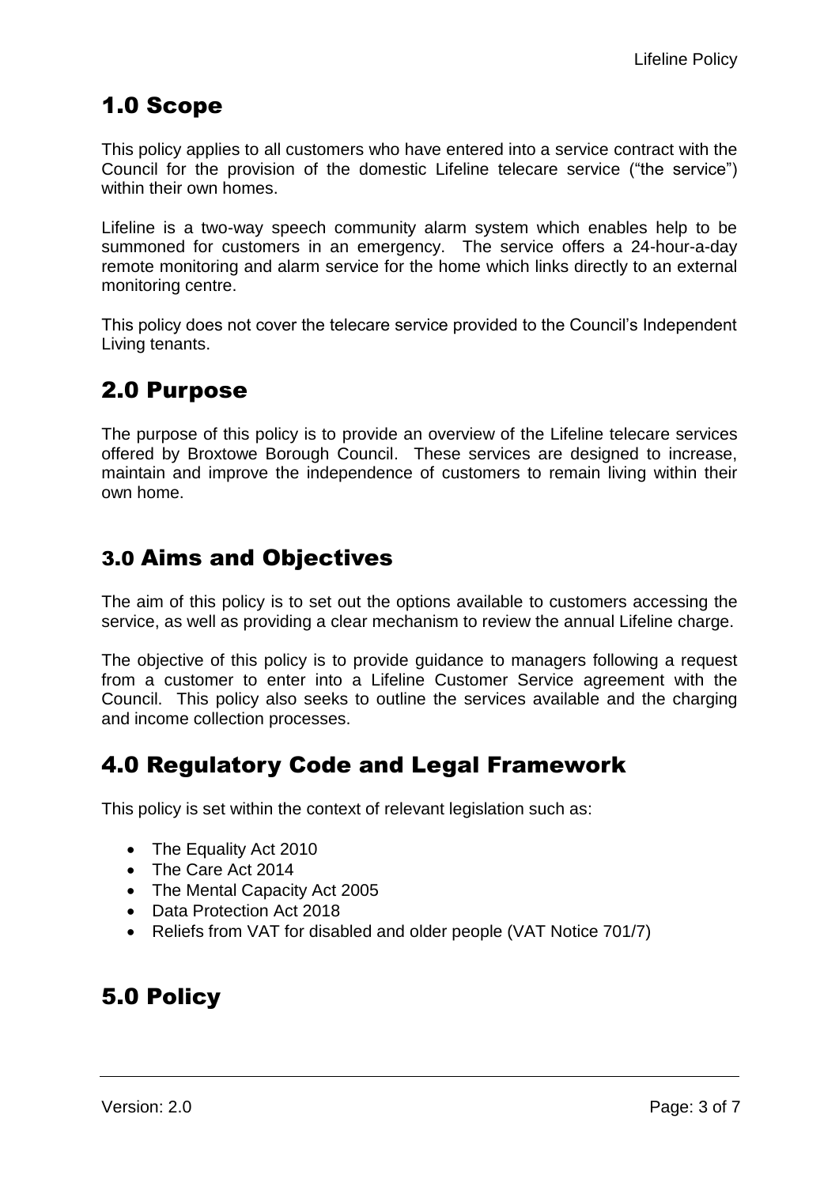## 1.0 Scope

This policy applies to all customers who have entered into a service contract with the Council for the provision of the domestic Lifeline telecare service ("the service") within their own homes.

Lifeline is a two-way speech community alarm system which enables help to be summoned for customers in an emergency. The service offers a 24-hour-a-day remote monitoring and alarm service for the home which links directly to an external monitoring centre.

This policy does not cover the telecare service provided to the Council's Independent Living tenants.

## 2.0 Purpose

The purpose of this policy is to provide an overview of the Lifeline telecare services offered by Broxtowe Borough Council. These services are designed to increase, maintain and improve the independence of customers to remain living within their own home.

## 3.0 Aims and Objectives

The aim of this policy is to set out the options available to customers accessing the service, as well as providing a clear mechanism to review the annual Lifeline charge.

The objective of this policy is to provide guidance to managers following a request from a customer to enter into a Lifeline Customer Service agreement with the Council. This policy also seeks to outline the services available and the charging and income collection processes.

## 4.0 Regulatory Code and Legal Framework

This policy is set within the context of relevant legislation such as:

- The Equality Act 2010
- The Care Act 2014
- The Mental Capacity Act 2005
- Data Protection Act 2018
- Reliefs from VAT for disabled and older people (VAT Notice 701/7)

## 5.0 Policy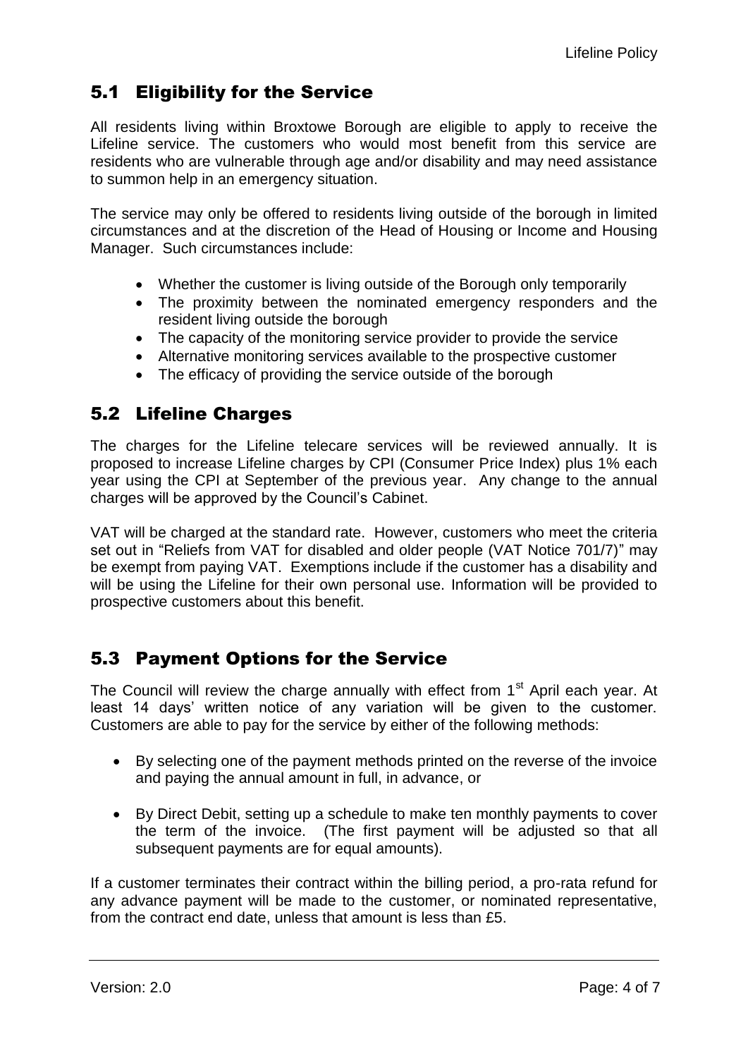## 5.1 Eligibility for the Service

All residents living within Broxtowe Borough are eligible to apply to receive the Lifeline service. The customers who would most benefit from this service are residents who are vulnerable through age and/or disability and may need assistance to summon help in an emergency situation.

The service may only be offered to residents living outside of the borough in limited circumstances and at the discretion of the Head of Housing or Income and Housing Manager. Such circumstances include:

- Whether the customer is living outside of the Borough only temporarily
- The proximity between the nominated emergency responders and the resident living outside the borough
- The capacity of the monitoring service provider to provide the service
- Alternative monitoring services available to the prospective customer
- The efficacy of providing the service outside of the borough

## 5.2 Lifeline Charges

The charges for the Lifeline telecare services will be reviewed annually. It is proposed to increase Lifeline charges by CPI (Consumer Price Index) plus 1% each year using the CPI at September of the previous year. Any change to the annual charges will be approved by the Council's Cabinet.

VAT will be charged at the standard rate. However, customers who meet the criteria set out in "Reliefs from VAT for disabled and older people (VAT Notice 701/7)" may be exempt from paying VAT. Exemptions include if the customer has a disability and will be using the Lifeline for their own personal use. Information will be provided to prospective customers about this benefit.

## 5.3 Payment Options for the Service

The Council will review the charge annually with effect from 1st April each year. At least 14 days' written notice of any variation will be given to the customer. Customers are able to pay for the service by either of the following methods:

- By selecting one of the payment methods printed on the reverse of the invoice and paying the annual amount in full, in advance, or
- By Direct Debit, setting up a schedule to make ten monthly payments to cover the term of the invoice. (The first payment will be adjusted so that all subsequent payments are for equal amounts).

If a customer terminates their contract within the billing period, a pro-rata refund for any advance payment will be made to the customer, or nominated representative, from the contract end date, unless that amount is less than £5.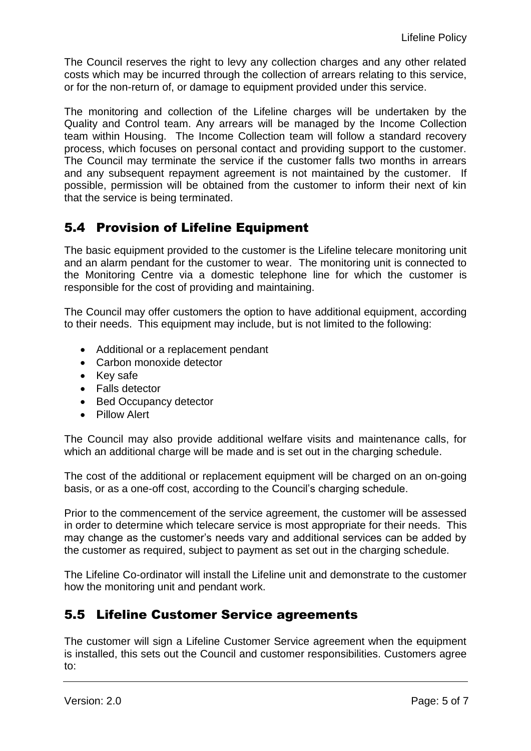The Council reserves the right to levy any collection charges and any other related costs which may be incurred through the collection of arrears relating to this service, or for the non-return of, or damage to equipment provided under this service.

The monitoring and collection of the Lifeline charges will be undertaken by the Quality and Control team. Any arrears will be managed by the Income Collection team within Housing. The Income Collection team will follow a standard recovery process, which focuses on personal contact and providing support to the customer. The Council may terminate the service if the customer falls two months in arrears and any subsequent repayment agreement is not maintained by the customer. If possible, permission will be obtained from the customer to inform their next of kin that the service is being terminated.

## 5.4 Provision of Lifeline Equipment

The basic equipment provided to the customer is the Lifeline telecare monitoring unit and an alarm pendant for the customer to wear. The monitoring unit is connected to the Monitoring Centre via a domestic telephone line for which the customer is responsible for the cost of providing and maintaining.

The Council may offer customers the option to have additional equipment, according to their needs. This equipment may include, but is not limited to the following:

- Additional or a replacement pendant
- Carbon monoxide detector
- Key safe
- Falls detector
- Bed Occupancy detector
- Pillow Alert

The Council may also provide additional welfare visits and maintenance calls, for which an additional charge will be made and is set out in the charging schedule.

The cost of the additional or replacement equipment will be charged on an on-going basis, or as a one-off cost, according to the Council's charging schedule.

Prior to the commencement of the service agreement, the customer will be assessed in order to determine which telecare service is most appropriate for their needs. This may change as the customer's needs vary and additional services can be added by the customer as required, subject to payment as set out in the charging schedule.

The Lifeline Co-ordinator will install the Lifeline unit and demonstrate to the customer how the monitoring unit and pendant work.

## 5.5 Lifeline Customer Service agreements

The customer will sign a Lifeline Customer Service agreement when the equipment is installed, this sets out the Council and customer responsibilities. Customers agree to: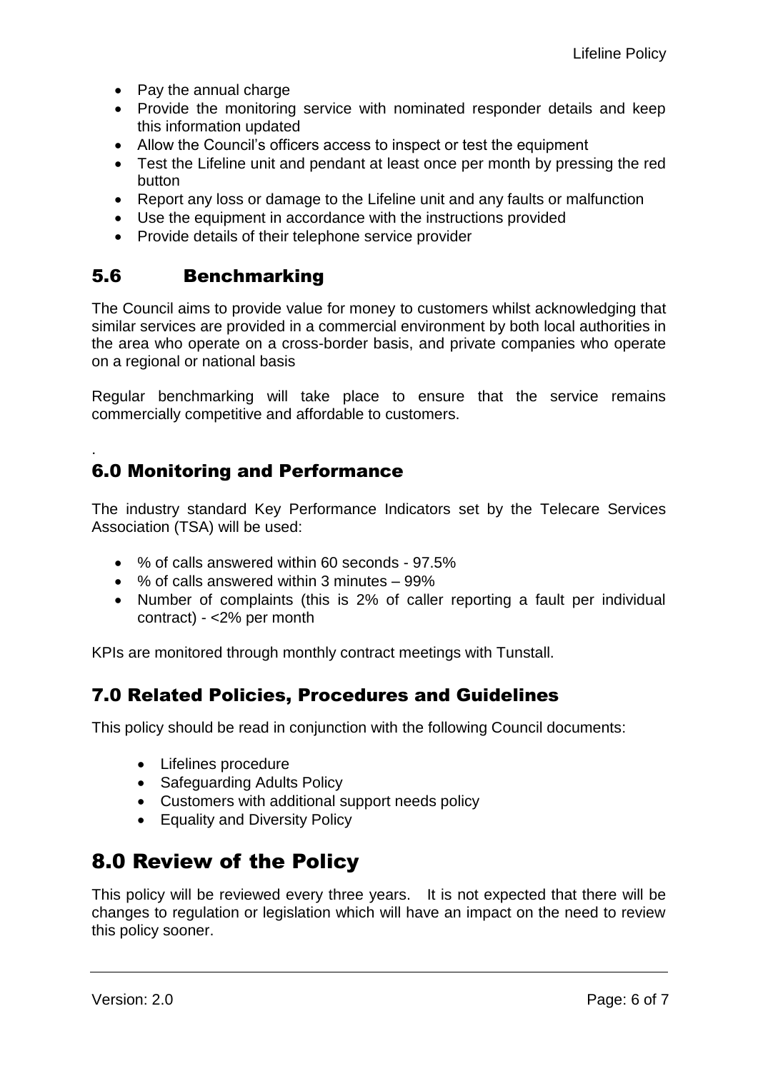- Pay the annual charge
- Provide the monitoring service with nominated responder details and keep this information updated
- Allow the Council's officers access to inspect or test the equipment
- Test the Lifeline unit and pendant at least once per month by pressing the red button
- Report any loss or damage to the Lifeline unit and any faults or malfunction
- Use the equipment in accordance with the instructions provided
- Provide details of their telephone service provider

### 5.6 Benchmarking

The Council aims to provide value for money to customers whilst acknowledging that similar services are provided in a commercial environment by both local authorities in the area who operate on a cross-border basis, and private companies who operate on a regional or national basis

Regular benchmarking will take place to ensure that the service remains commercially competitive and affordable to customers.

.

## 6.0 Monitoring and Performance

The industry standard Key Performance Indicators set by the Telecare Services Association (TSA) will be used:

- % of calls answered within 60 seconds - 97.5%
- % of calls answered within 3 minutes – 99%
- Number of complaints (this is 2% of caller reporting a fault per individual contract) - <2% per month

KPIs are monitored through monthly contract meetings with Tunstall.

## 7.0 Related Policies, Procedures and Guidelines

This policy should be read in conjunction with the following Council documents:

- Lifelines procedure
- Safeguarding Adults Policy
- Customers with additional support needs policy
- Equality and Diversity Policy

# 8.0 Review of the Policy

This policy will be reviewed every three years. It is not expected that there will be changes to regulation or legislation which will have an impact on the need to review this policy sooner.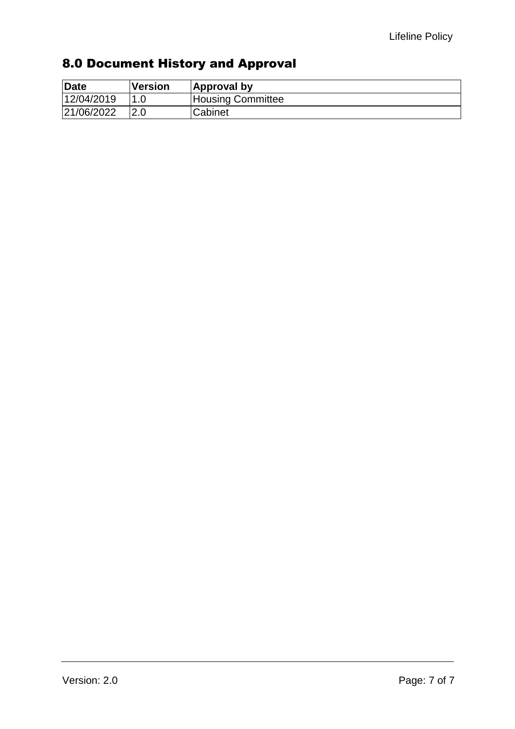## 8.0 Document History and Approval

| Date | Version | Approval by |
|---|---|---|
| 12/04/2019 | 1.0 | Housing Committee |
| 21/06/2022 | 2.0 | Cabinet |